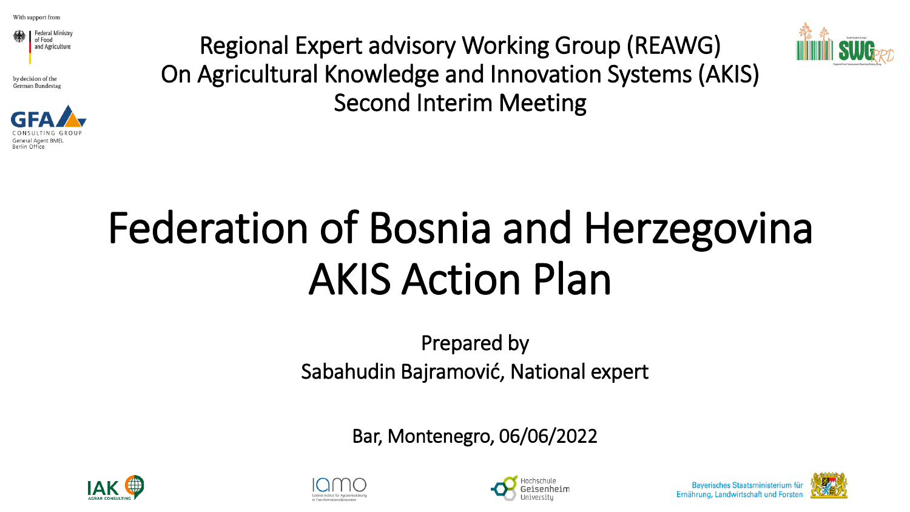With support from

Federal Ministry of Food and Agriculture

by decision of the German Bundestag

GFA CONSULTING GROUP
General Agent BMEL
Berlin Office

Regional Expert advisory Working Group (REAWG)
On Agricultural Knowledge and Innovation Systems (AKIS)
Second Interim Meeting

# Federation of Bosnia and Herzegovina AKIS Action Plan

Prepared by
Sabahudin Bajramović, National expert

Bar, Montenegro, 06/06/2022

IAK AGRAR CONSULTING

IAMO Leibniz-Institut für Agrarentwicklung in Transformationsökonomien

Hochschule Geisenheim University

Bayerisches Staatsministerium für Ernährung, Landwirtschaft und Forsten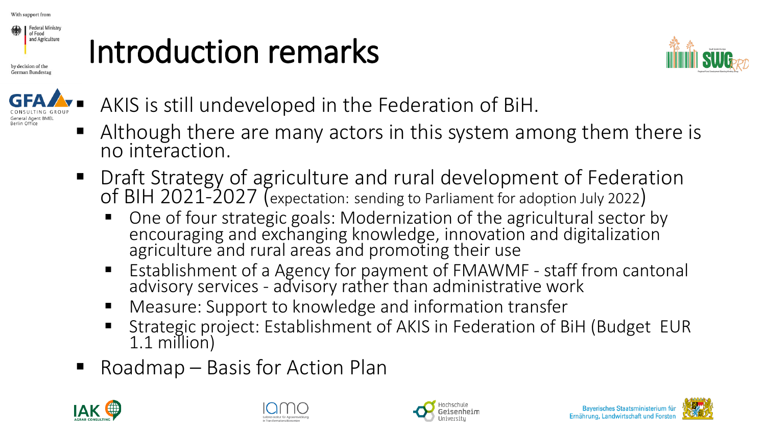# Introduction remarks

- AKIS is still undeveloped in the Federation of BiH.
- Although there are many actors in this system among them there is no interaction.
- Draft Strategy of agriculture and rural development of Federation of BIH 2021-2027 (expectation: sending to Parliament for adoption July 2022)
  - One of four strategic goals: Modernization of the agricultural sector by encouraging and exchanging knowledge, innovation and digitalization agriculture and rural areas and promoting their use
  - Establishment of a Agency for payment of FMAWMF - staff from cantonal advisory services - advisory rather than administrative work
  - Measure: Support to knowledge and information transfer
  - Strategic project: Establishment of AKIS in Federation of BiH (Budget EUR 1.1 million)
- Roadmap – Basis for Action Plan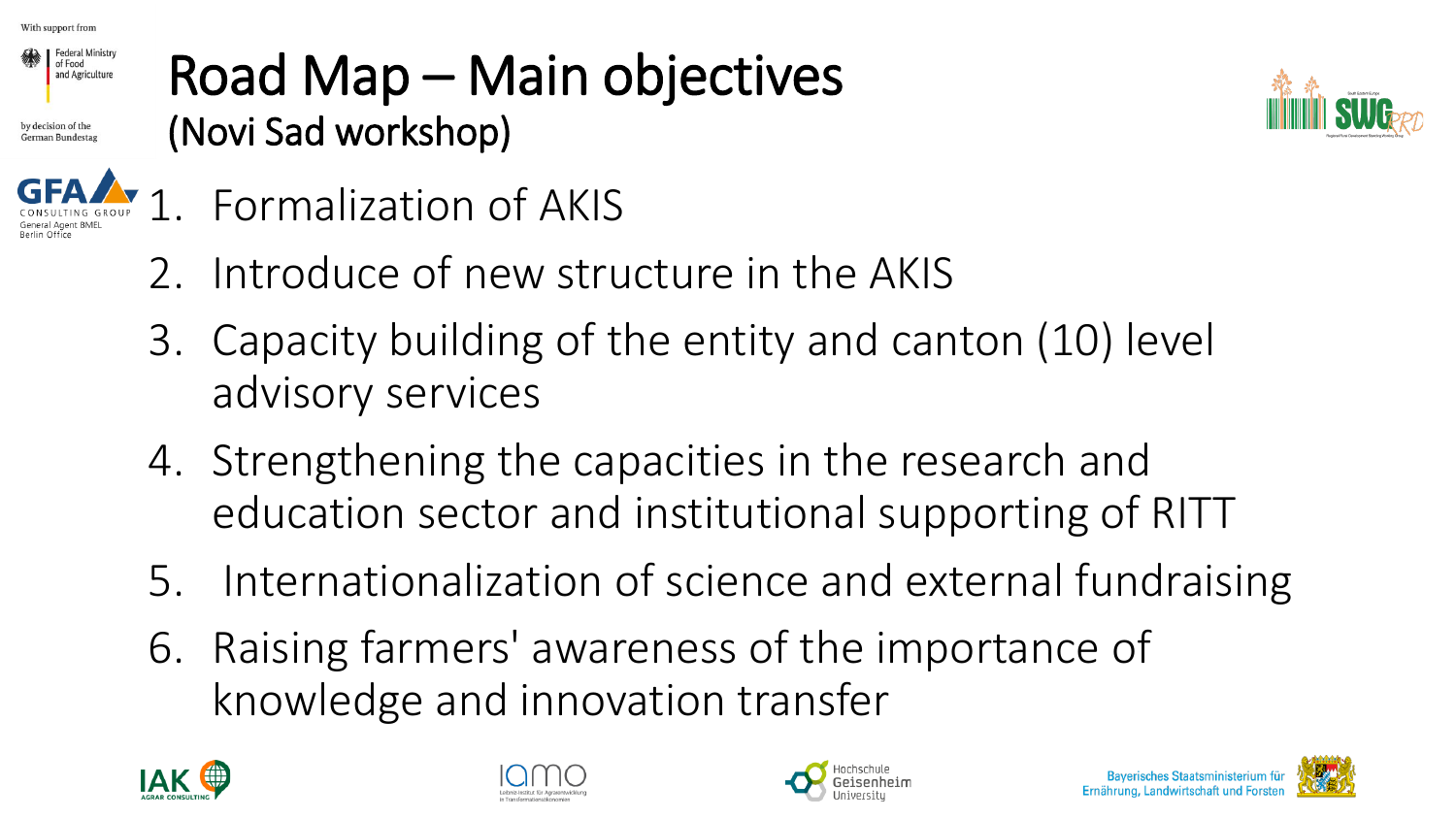# Road Map – Main objectives
## (Novi Sad workshop)

1. Formalization of AKIS
2. Introduce of new structure in the AKIS
3. Capacity building of the entity and canton (10) level advisory services
4. Strengthening the capacities in the research and education sector and institutional supporting of RITT
5. Internationalization of science and external fundraising
6. Raising farmers' awareness of the importance of knowledge and innovation transfer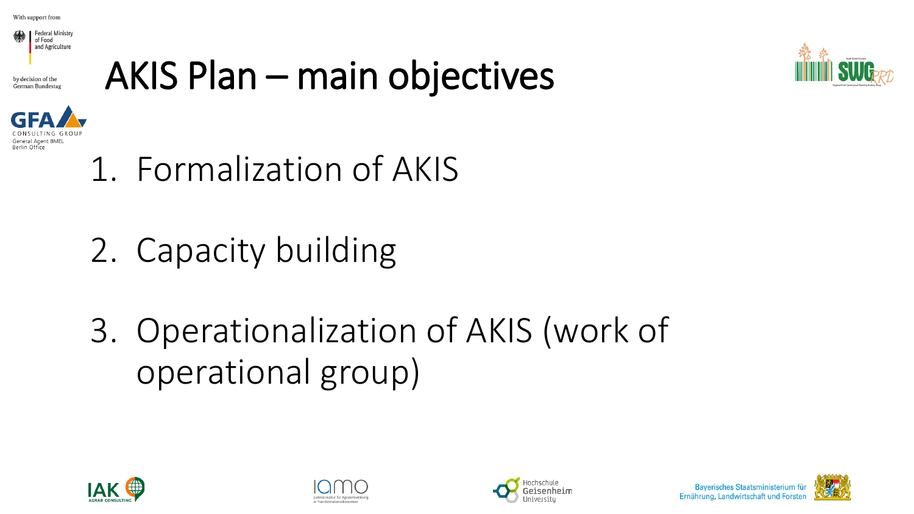# AKIS Plan – main objectives

1. Formalization of AKIS
2. Capacity building
3. Operationalization of AKIS (work of operational group)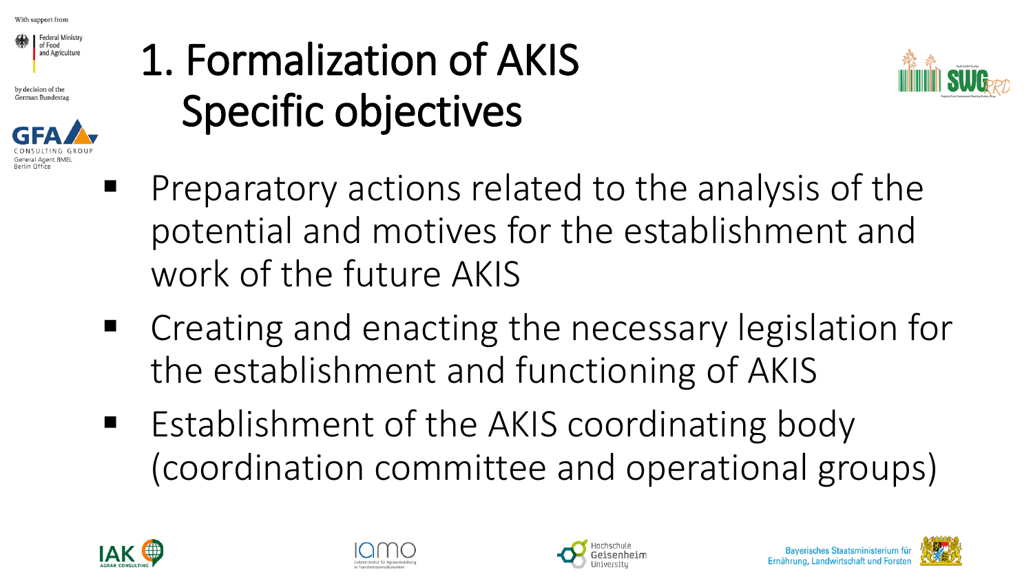# 1. Formalization of AKIS Specific objectives

- Preparatory actions related to the analysis of the potential and motives for the establishment and work of the future AKIS
- Creating and enacting the necessary legislation for the establishment and functioning of AKIS
- Establishment of the AKIS coordinating body (coordination committee and operational groups)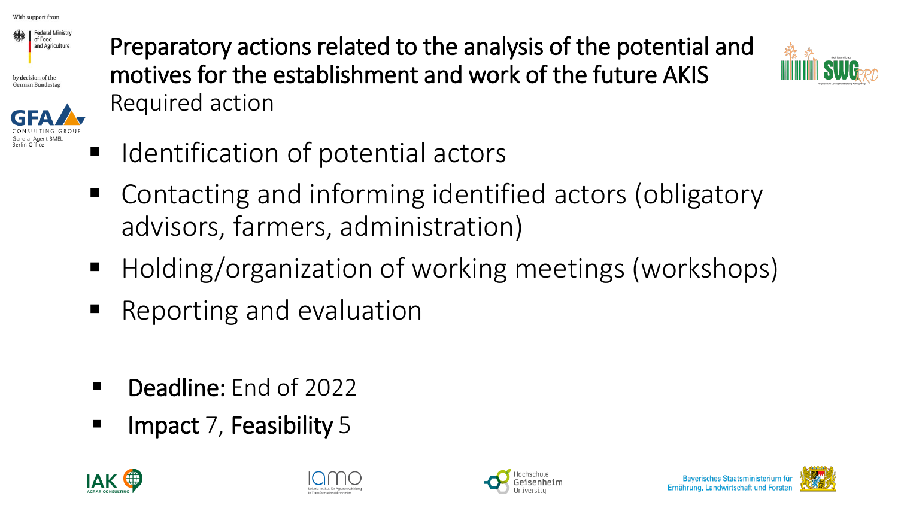# Preparatory actions related to the analysis of the potential and motives for the establishment and work of the future AKIS

## Required action

- Identification of potential actors
- Contacting and informing identified actors (obligatory advisors, farmers, administration)
- Holding/organization of working meetings (workshops)
- Reporting and evaluation

- **Deadline:** End of 2022
- **Impact** 7, **Feasibility** 5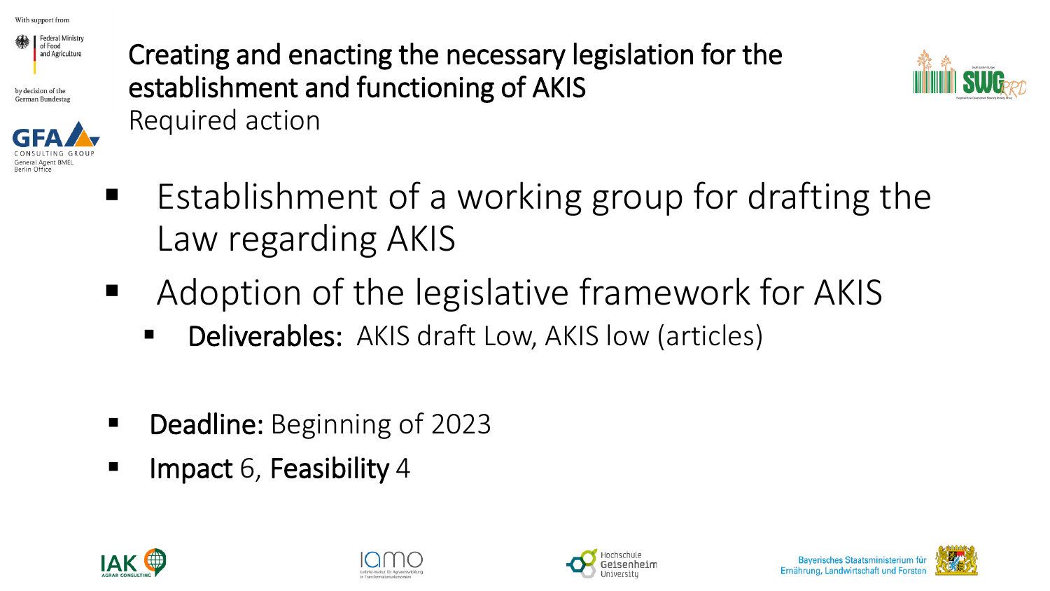# Creating and enacting the necessary legislation for the establishment and functioning of AKIS

Required action

- Establishment of a working group for drafting the Law regarding AKIS
- Adoption of the legislative framework for AKIS
  - **Deliverables:** AKIS draft Low, AKIS low (articles)

- **Deadline:** Beginning of 2023
- **Impact** 6, **Feasibility** 4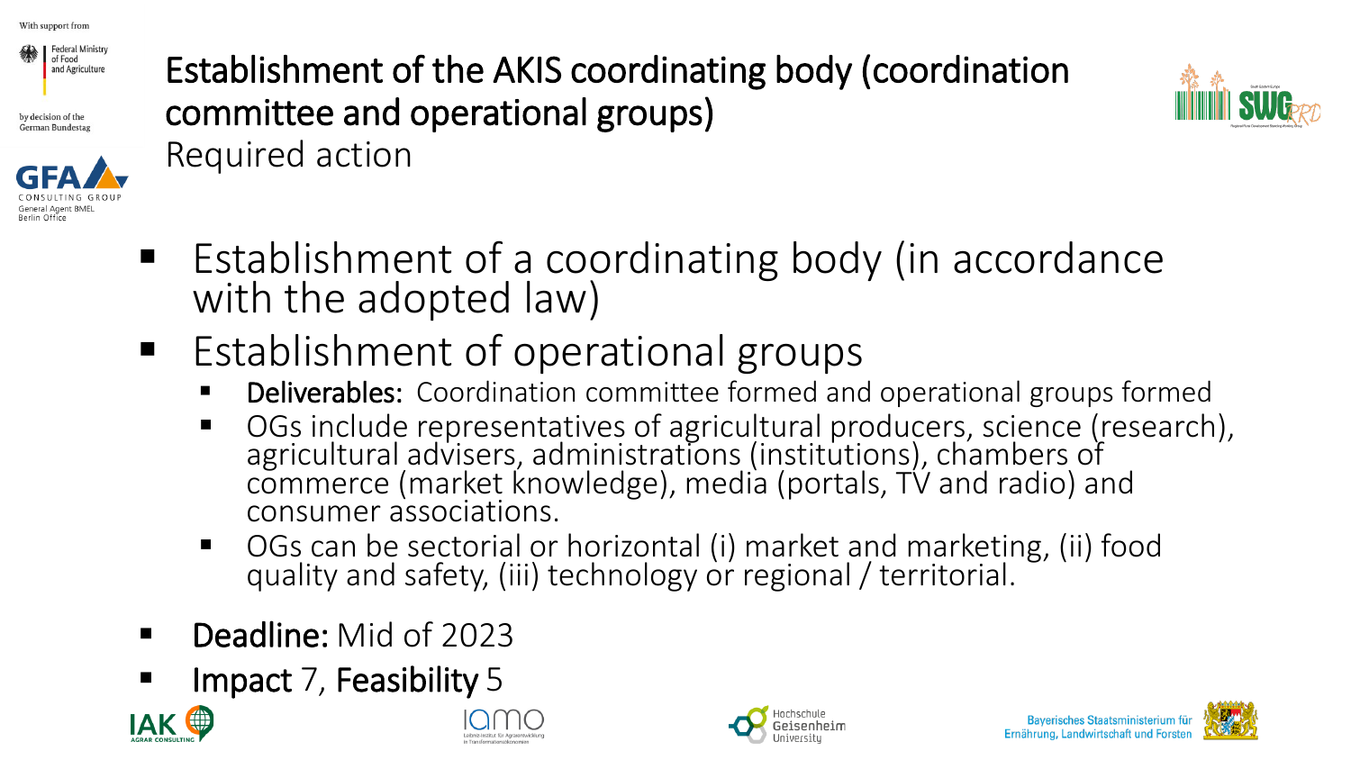# Establishment of the AKIS coordinating body (coordination committee and operational groups)

Required action

- Establishment of a coordinating body (in accordance with the adopted law)
- Establishment of operational groups
  - **Deliverables:** Coordination committee formed and operational groups formed
  - OGs include representatives of agricultural producers, science (research), agricultural advisers, administrations (institutions), chambers of commerce (market knowledge), media (portals, TV and radio) and consumer associations.
  - OGs can be sectorial or horizontal (i) market and marketing, (ii) food quality and safety, (iii) technology or regional / territorial.
- **Deadline:** Mid of 2023
- **Impact** 7, **Feasibility** 5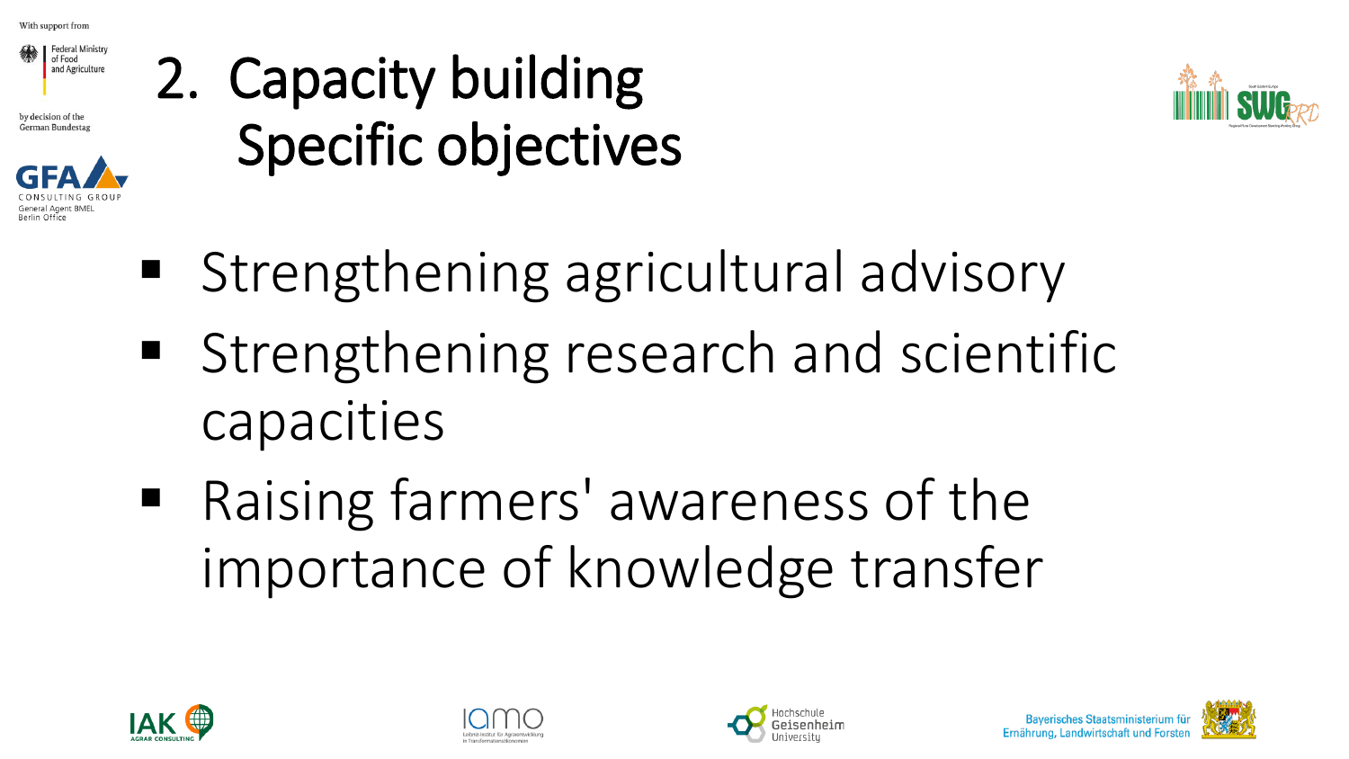# 2. Capacity building Specific objectives

- Strengthening agricultural advisory
- Strengthening research and scientific capacities
- Raising farmers' awareness of the importance of knowledge transfer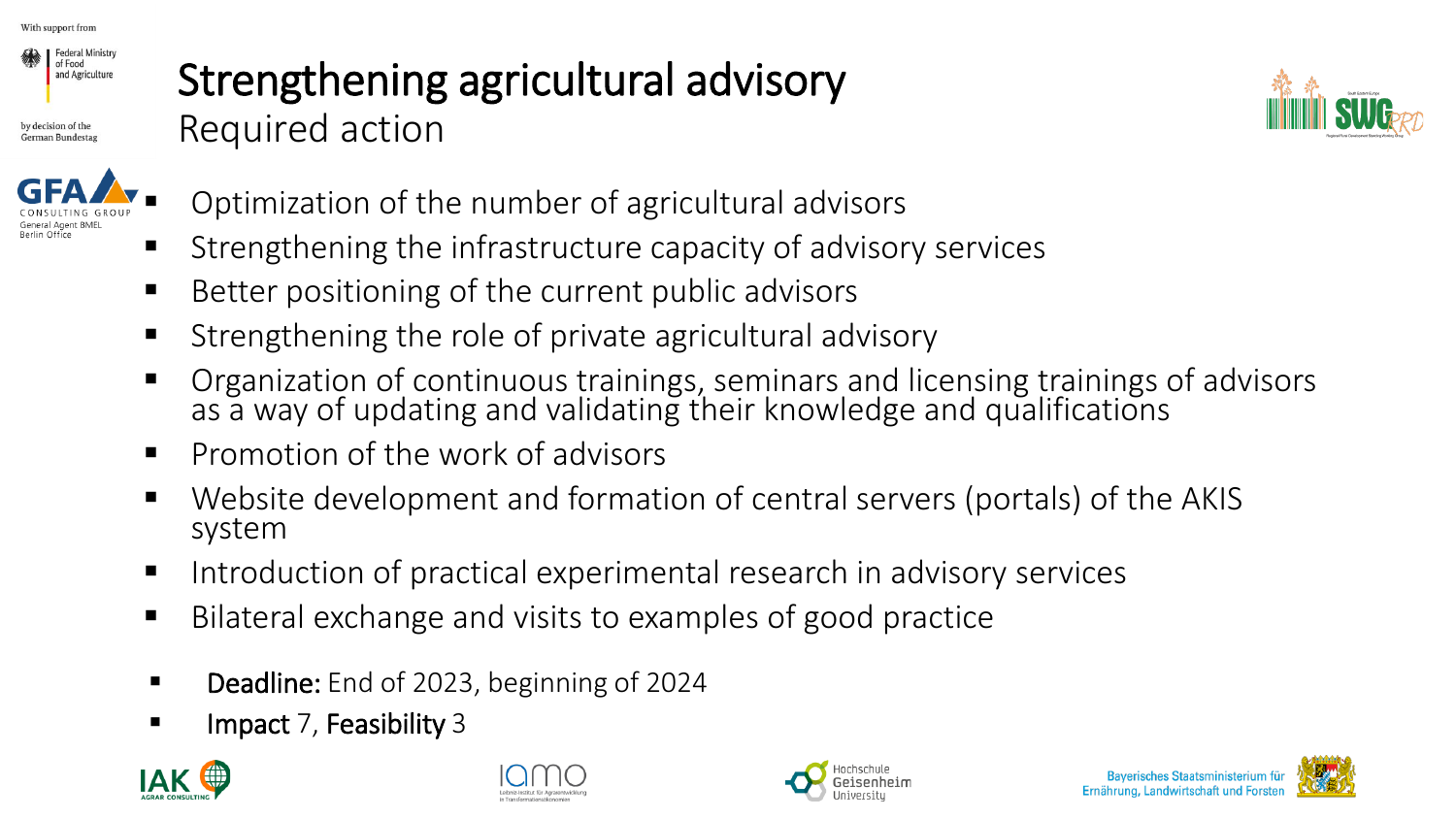# Strengthening agricultural advisory

## Required action

- Optimization of the number of agricultural advisors
- Strengthening the infrastructure capacity of advisory services
- Better positioning of the current public advisors
- Strengthening the role of private agricultural advisory
- Organization of continuous trainings, seminars and licensing trainings of advisors as a way of updating and validating their knowledge and qualifications
- Promotion of the work of advisors
- Website development and formation of central servers (portals) of the AKIS system
- Introduction of practical experimental research in advisory services
- Bilateral exchange and visits to examples of good practice

- **Deadline:** End of 2023, beginning of 2024
- **Impact** 7, **Feasibility** 3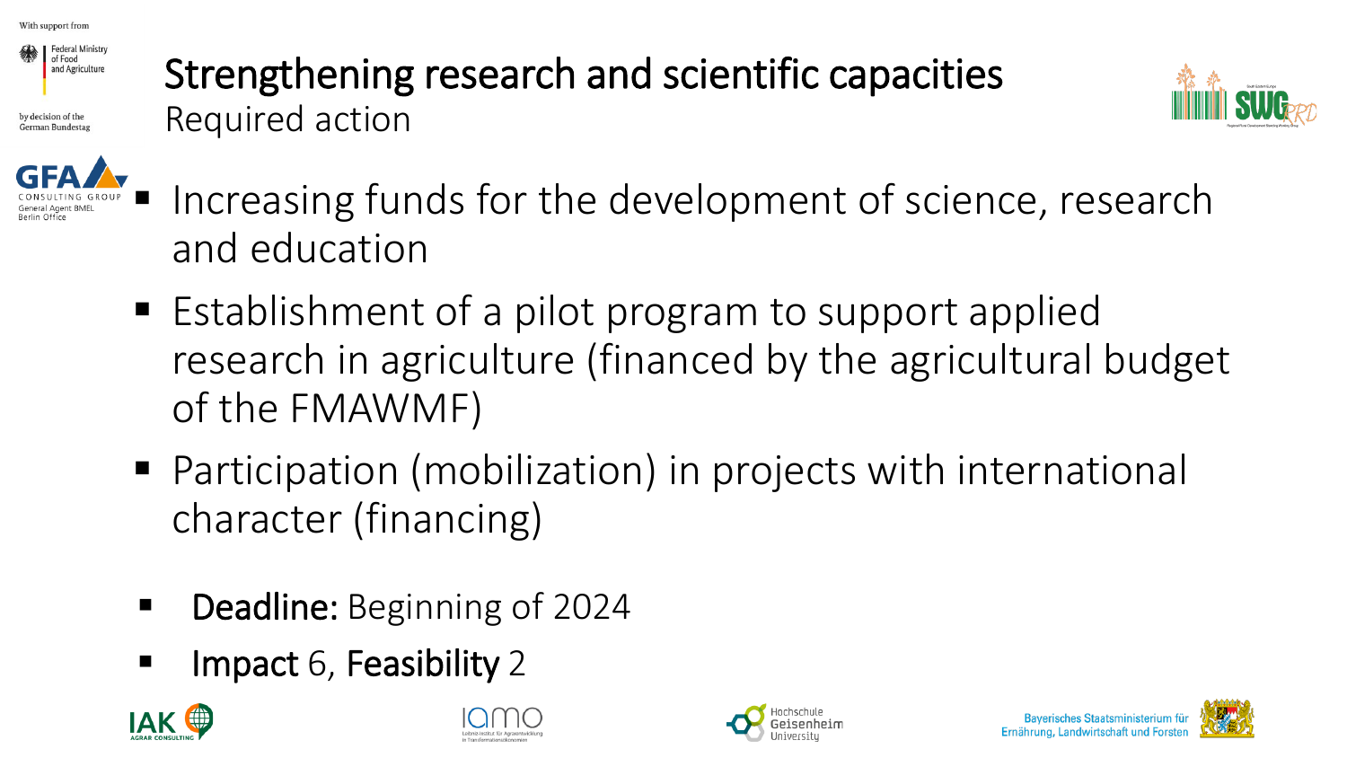# Strengthening research and scientific capacities

## Required action

- Increasing funds for the development of science, research and education
- Establishment of a pilot program to support applied research in agriculture (financed by the agricultural budget of the FMAWMF)
- Participation (mobilization) in projects with international character (financing)

- **Deadline:** Beginning of 2024
- **Impact** 6, **Feasibility** 2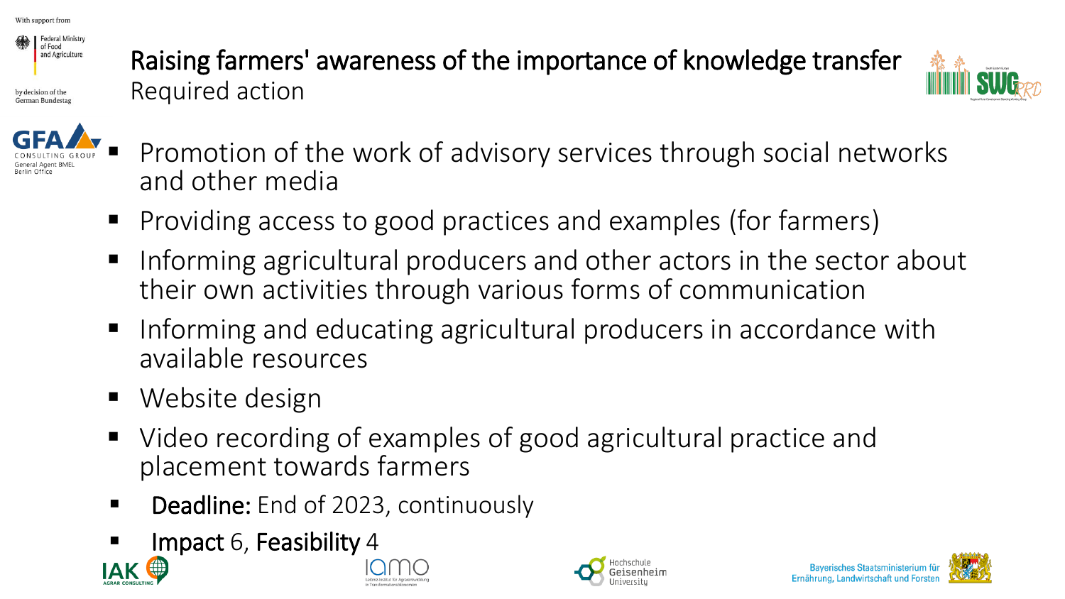# Raising farmers' awareness of the importance of knowledge transfer

## Required action

- Promotion of the work of advisory services through social networks and other media
- Providing access to good practices and examples (for farmers)
- Informing agricultural producers and other actors in the sector about their own activities through various forms of communication
- Informing and educating agricultural producers in accordance with available resources
- Website design
- Video recording of examples of good agricultural practice and placement towards farmers
- **Deadline:** End of 2023, continuously
- **Impact** 6, **Feasibility** 4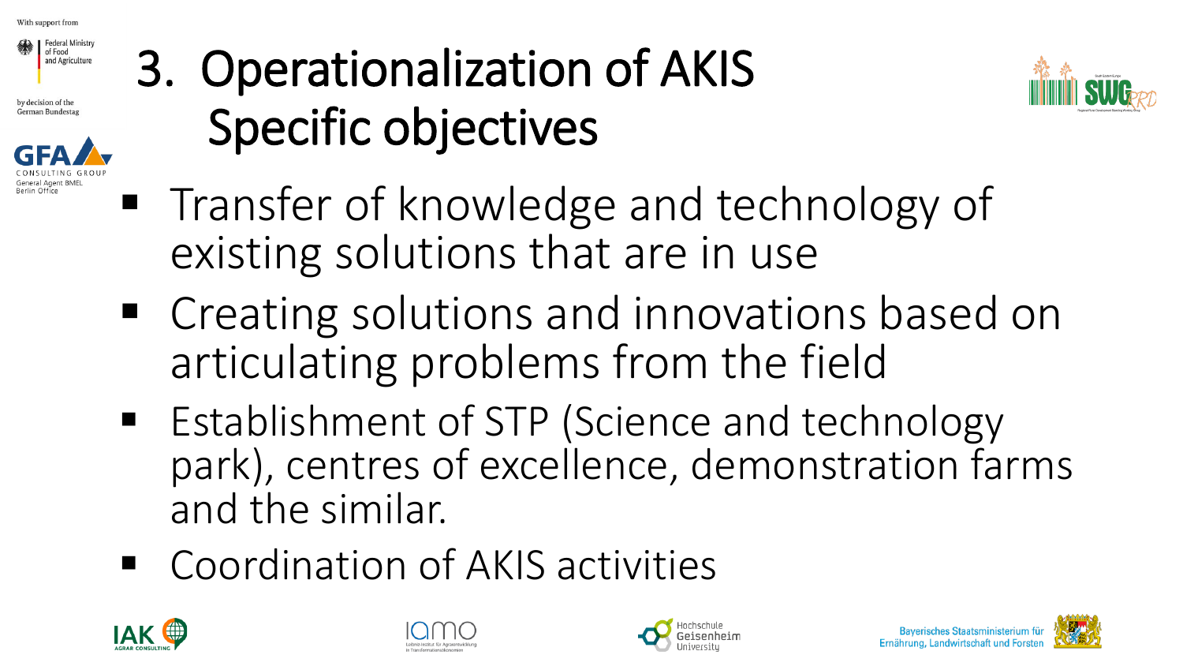# 3. Operationalization of AKIS Specific objectives

- Transfer of knowledge and technology of existing solutions that are in use
- Creating solutions and innovations based on articulating problems from the field
- Establishment of STP (Science and technology park), centres of excellence, demonstration farms and the similar.
- Coordination of AKIS activities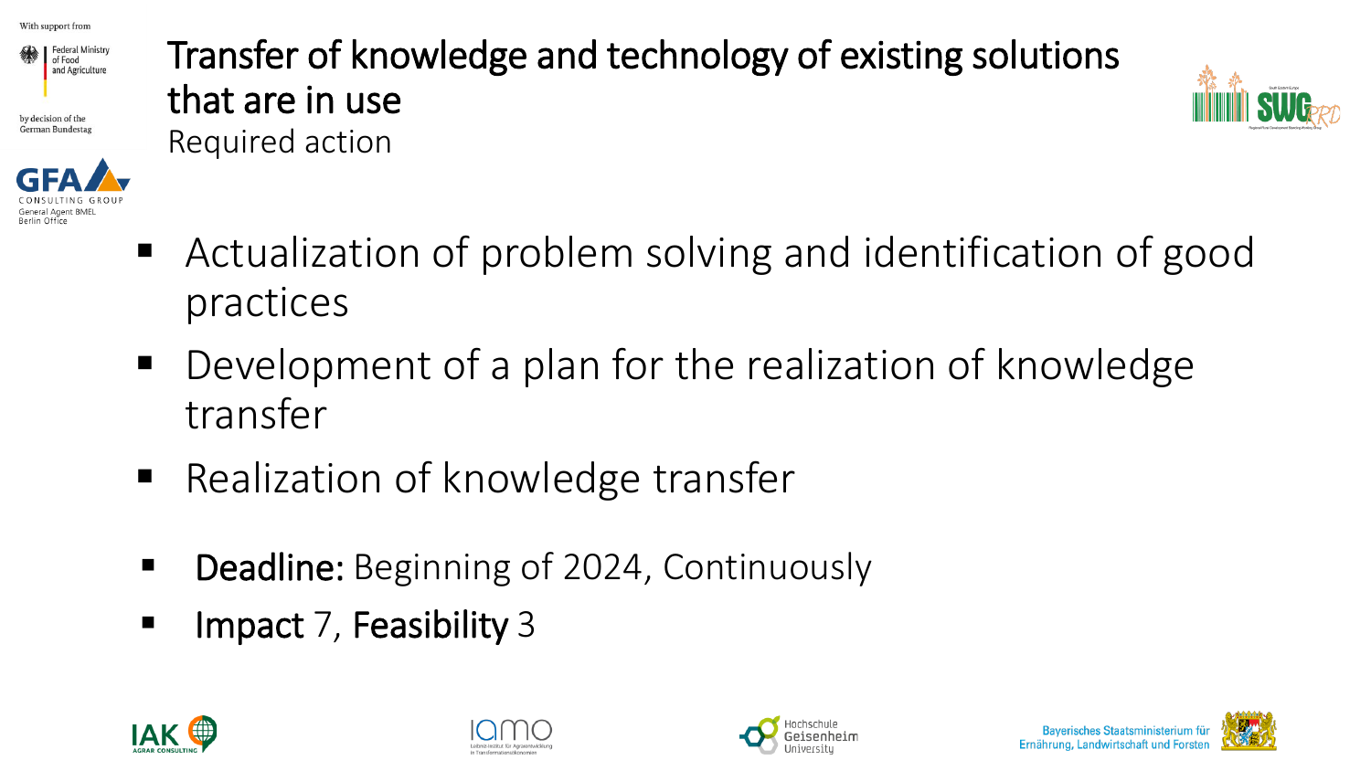# Transfer of knowledge and technology of existing solutions that are in use

## Required action

- Actualization of problem solving and identification of good practices
- Development of a plan for the realization of knowledge transfer
- Realization of knowledge transfer

- **Deadline:** Beginning of 2024, Continuously
- **Impact** 7, **Feasibility** 3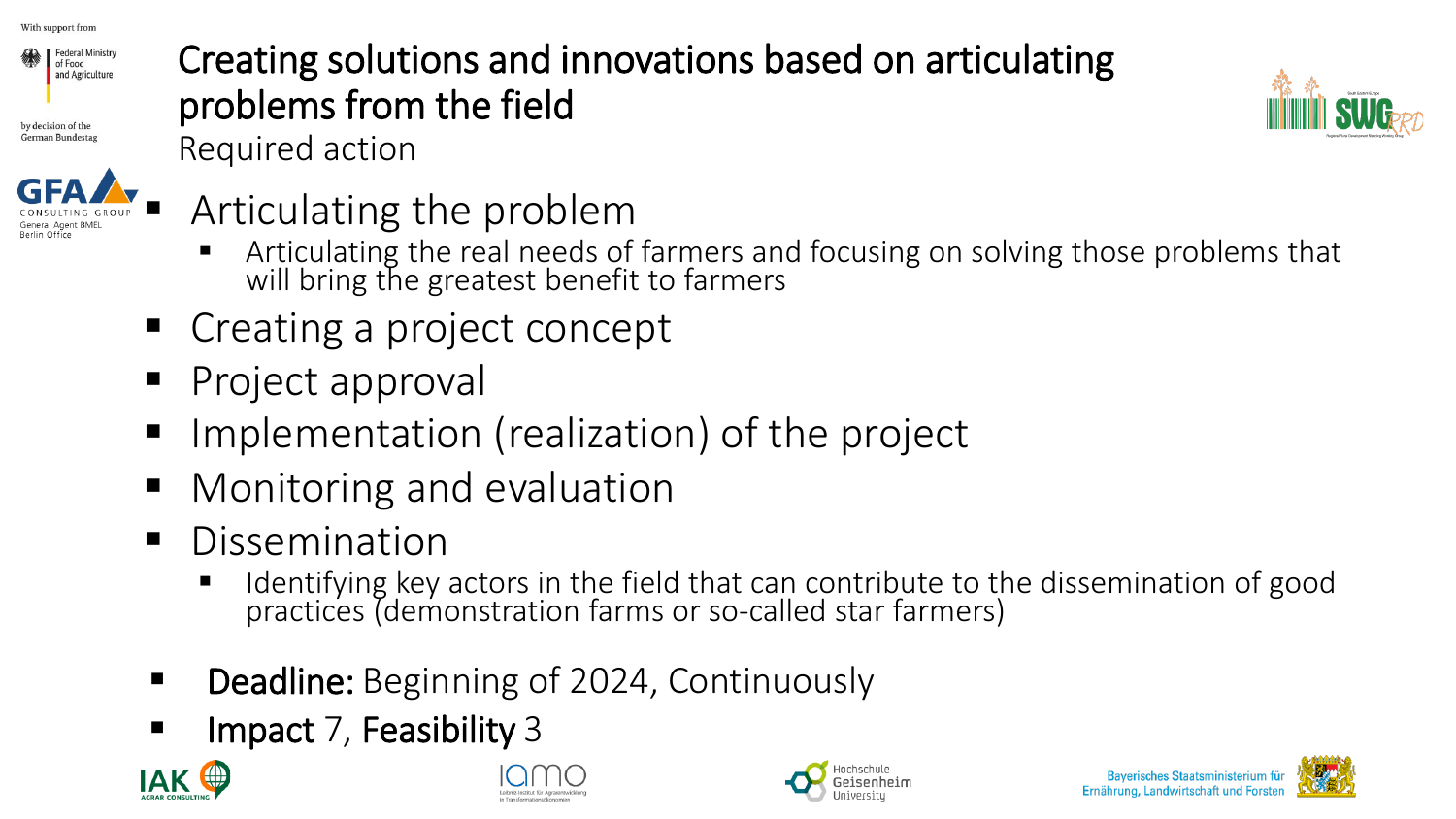# Creating solutions and innovations based on articulating problems from the field

Required action

- Articulating the problem
  - Articulating the real needs of farmers and focusing on solving those problems that will bring the greatest benefit to farmers
- Creating a project concept
- Project approval
- Implementation (realization) of the project
- Monitoring and evaluation
- Dissemination
  - Identifying key actors in the field that can contribute to the dissemination of good practices (demonstration farms or so-called star farmers)

- **Deadline:** Beginning of 2024, Continuously
- **Impact** 7, **Feasibility** 3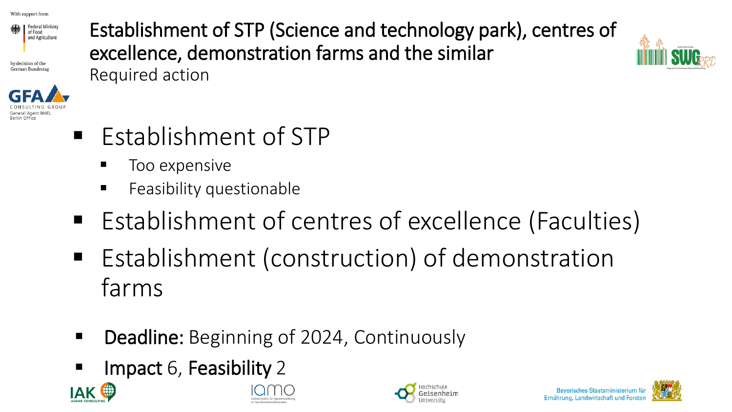# Establishment of STP (Science and technology park), centres of excellence, demonstration farms and the similar

Required action

- Establishment of STP
  - Too expensive
  - Feasibility questionable
- Establishment of centres of excellence (Faculties)
- Establishment (construction) of demonstration farms

- **Deadline:** Beginning of 2024, Continuously
- **Impact** 6, **Feasibility** 2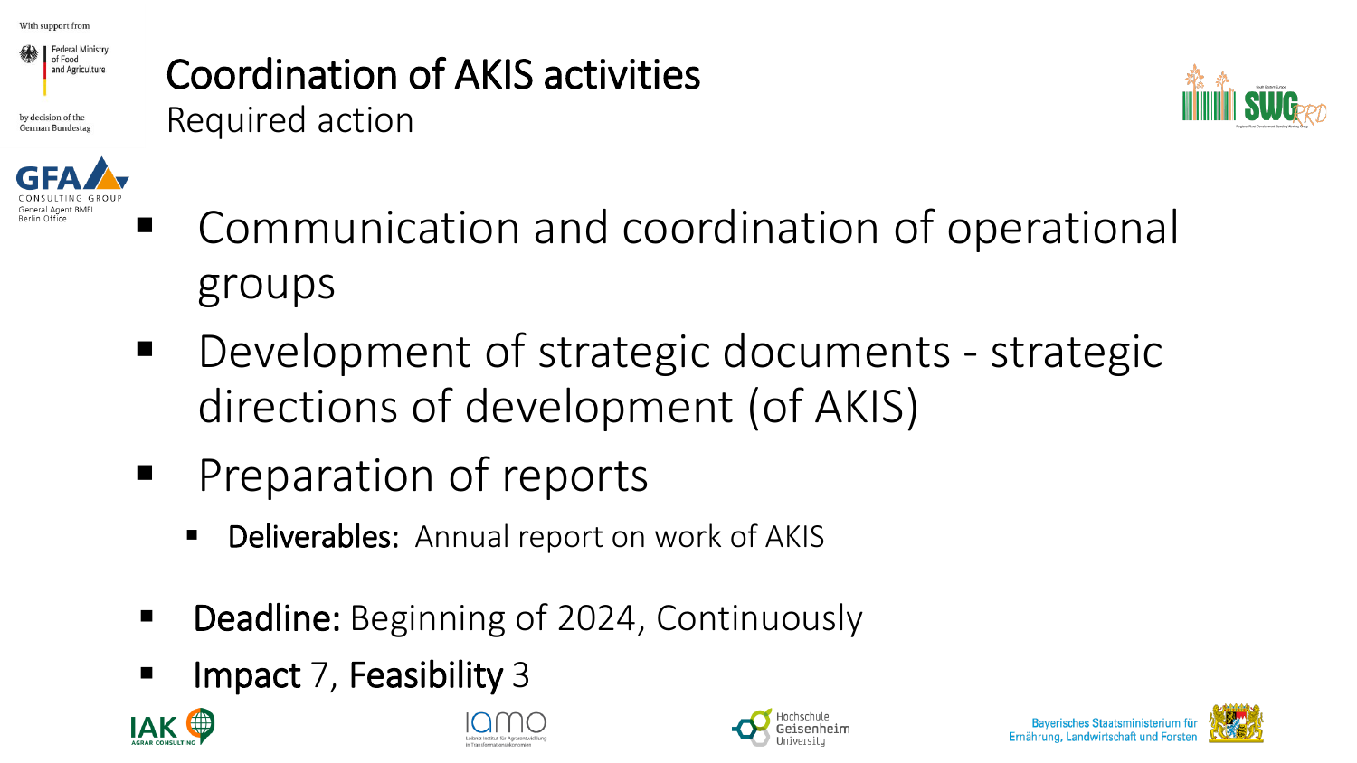# Coordination of AKIS activities

## Required action

- Communication and coordination of operational groups
- Development of strategic documents - strategic directions of development (of AKIS)
- Preparation of reports
  - **Deliverables:** Annual report on work of AKIS
- **Deadline:** Beginning of 2024, Continuously
- **Impact** 7, **Feasibility** 3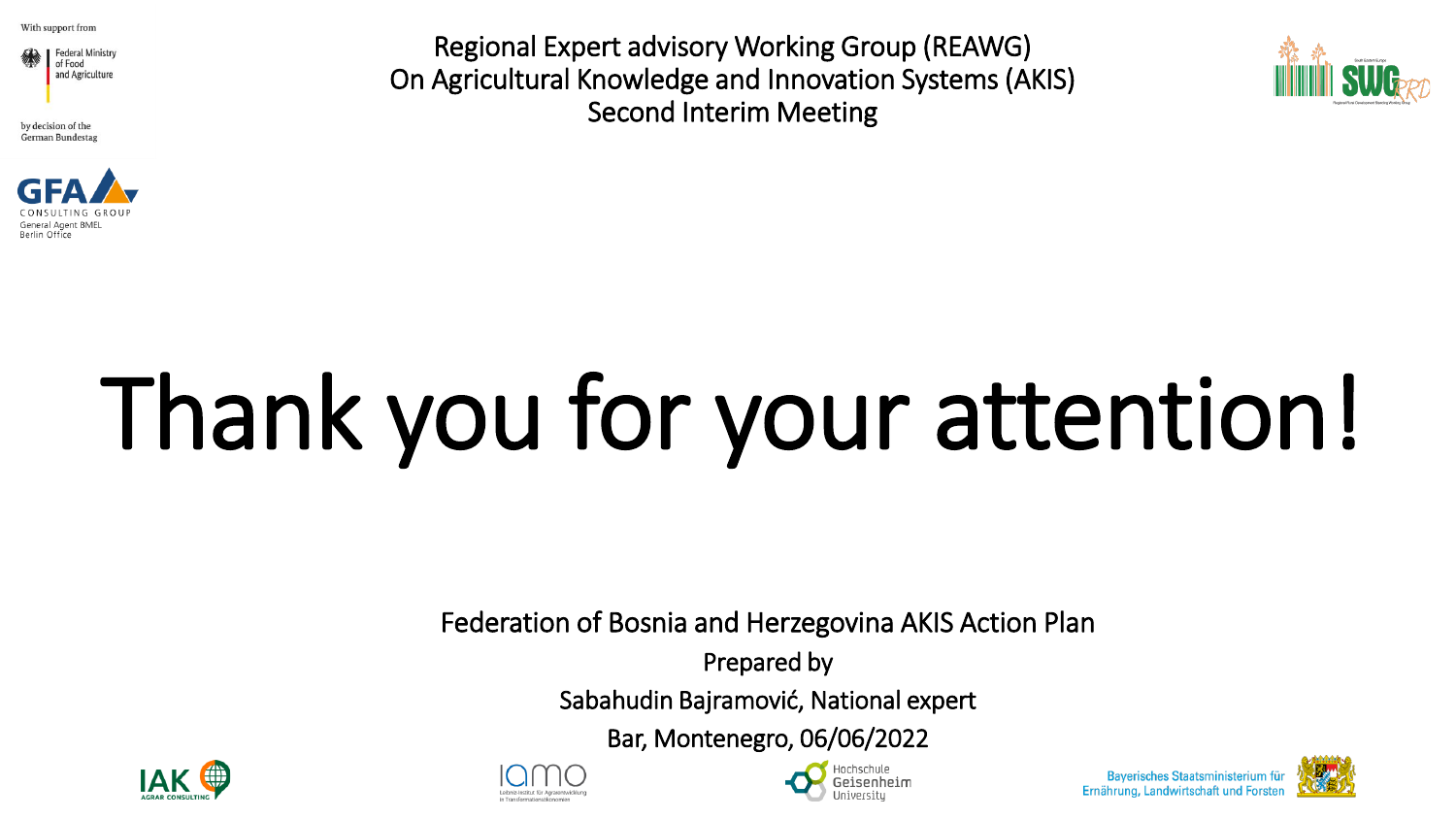With support from

Federal Ministry of Food and Agriculture

by decision of the German Bundestag

GFA CONSULTING GROUP
General Agent BMEL
Berlin Office

Regional Expert advisory Working Group (REAWG)
On Agricultural Knowledge and Innovation Systems (AKIS)
Second Interim Meeting

# Thank you for your attention!

Federation of Bosnia and Herzegovina AKIS Action Plan

Prepared by

Sabahudin Bajramović, National expert

Bar, Montenegro, 06/06/2022

IAK AGRAR CONSULTING

IAMO Leibniz-Institut für Agrarentwicklung in Transformationsökonomien

Hochschule Geisenheim University

Bayerisches Staatsministerium für Ernährung, Landwirtschaft und Forsten